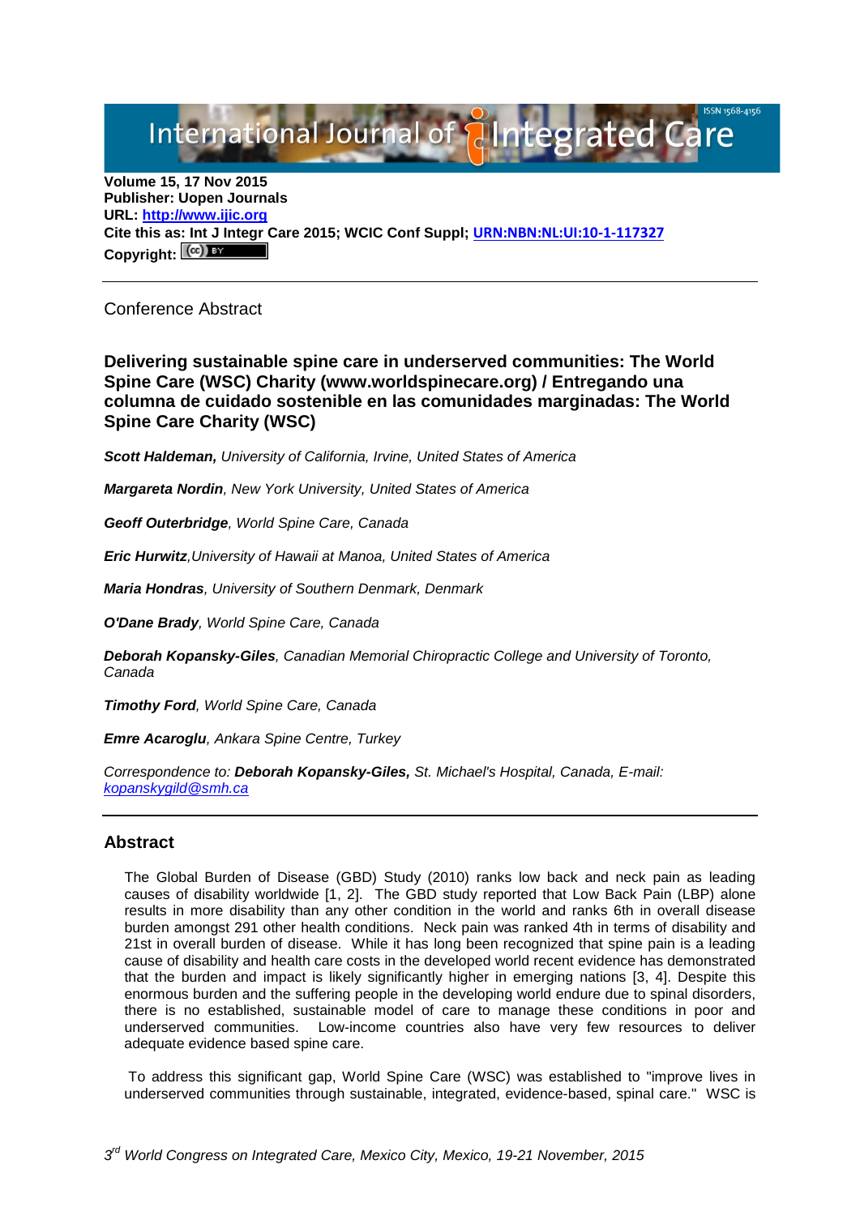**Volume 15, 17 Nov 2015**
**Publisher: Uopen Journals**
**URL: [http://www.ijic.org](http://www.ijic.org)**
**Cite this as: Int J Integr Care 2015; WCIC Conf Suppl; [URN:NBN:NL:UI:10-1-117327](URN:NBN:NL:UI:10-1-117327)**
**Copyright:** (cc) BY

---

Conference Abstract

## Delivering sustainable spine care in underserved communities: The World Spine Care (WSC) Charity (www.worldspinecare.org) / Entregando una columna de cuidado sostenible en las comunidades marginadas: The World Spine Care Charity (WSC)

***Scott Haldeman,** University of California, Irvine, United States of America*

***Margareta Nordin**, New York University, United States of America*

***Geoff Outerbridge**, World Spine Care, Canada*

***Eric Hurwitz**,University of Hawaii at Manoa, United States of America*

***Maria Hondras**, University of Southern Denmark, Denmark*

***O'Dane Brady**, World Spine Care, Canada*

***Deborah Kopansky-Giles**, Canadian Memorial Chiropractic College and University of Toronto, Canada*

***Timothy Ford**, World Spine Care, Canada*

***Emre Acaroglu**, Ankara Spine Centre, Turkey*

*Correspondence to: **Deborah Kopansky-Giles,** St. Michael's Hospital, Canada, E-mail: [kopanskygild@smh.ca](mailto:kopanskygild@smh.ca)*

---

## Abstract

The Global Burden of Disease (GBD) Study (2010) ranks low back and neck pain as leading causes of disability worldwide [1, 2]. The GBD study reported that Low Back Pain (LBP) alone results in more disability than any other condition in the world and ranks 6th in overall disease burden amongst 291 other health conditions. Neck pain was ranked 4th in terms of disability and 21st in overall burden of disease. While it has long been recognized that spine pain is a leading cause of disability and health care costs in the developed world recent evidence has demonstrated that the burden and impact is likely significantly higher in emerging nations [3, 4]. Despite this enormous burden and the suffering people in the developing world endure due to spinal disorders, there is no established, sustainable model of care to manage these conditions in poor and underserved communities. Low-income countries also have very few resources to deliver adequate evidence based spine care.

To address this significant gap, World Spine Care (WSC) was established to "improve lives in underserved communities through sustainable, integrated, evidence-based, spinal care." WSC is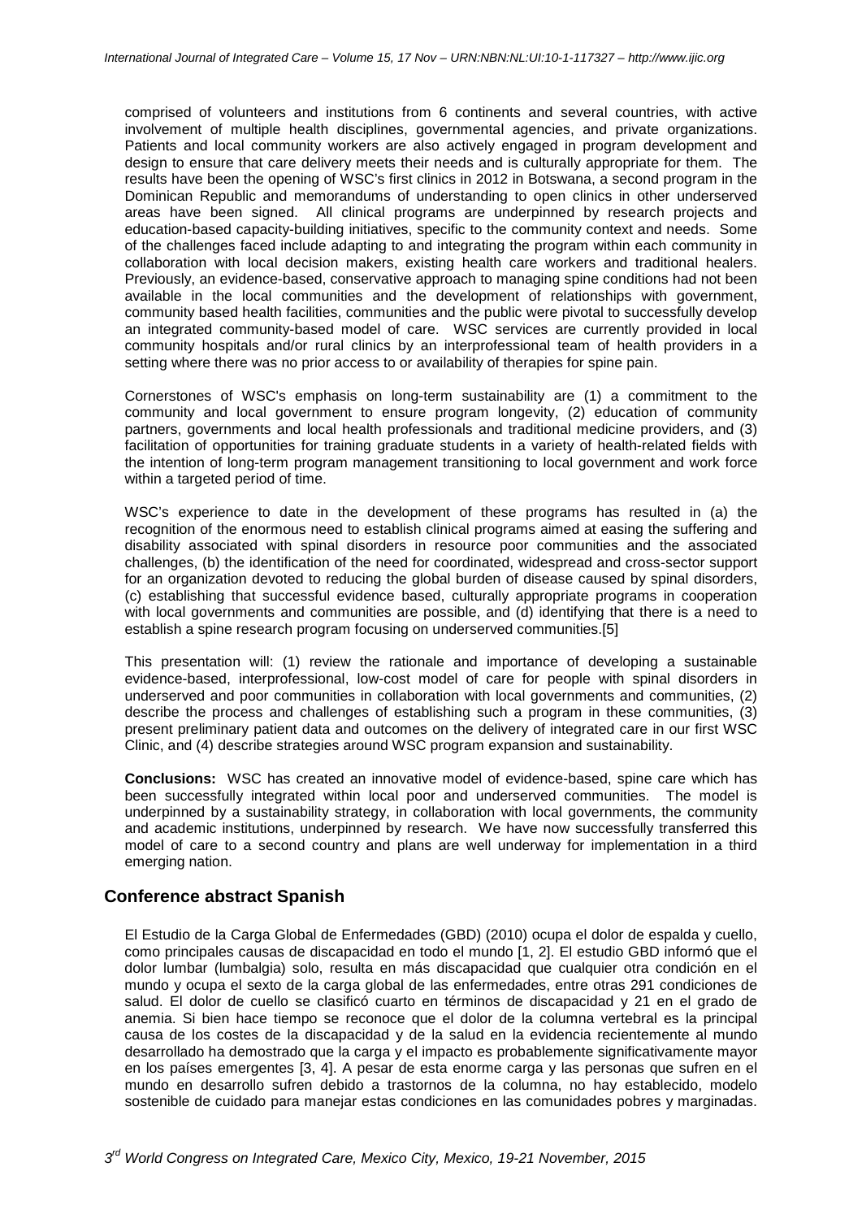comprised of volunteers and institutions from 6 continents and several countries, with active involvement of multiple health disciplines, governmental agencies, and private organizations. Patients and local community workers are also actively engaged in program development and design to ensure that care delivery meets their needs and is culturally appropriate for them. The results have been the opening of WSC's first clinics in 2012 in Botswana, a second program in the Dominican Republic and memorandums of understanding to open clinics in other underserved areas have been signed. All clinical programs are underpinned by research projects and education-based capacity-building initiatives, specific to the community context and needs. Some of the challenges faced include adapting to and integrating the program within each community in collaboration with local decision makers, existing health care workers and traditional healers. Previously, an evidence-based, conservative approach to managing spine conditions had not been available in the local communities and the development of relationships with government, community based health facilities, communities and the public were pivotal to successfully develop an integrated community-based model of care. WSC services are currently provided in local community hospitals and/or rural clinics by an interprofessional team of health providers in a setting where there was no prior access to or availability of therapies for spine pain.

Cornerstones of WSC's emphasis on long-term sustainability are (1) a commitment to the community and local government to ensure program longevity, (2) education of community partners, governments and local health professionals and traditional medicine providers, and (3) facilitation of opportunities for training graduate students in a variety of health-related fields with the intention of long-term program management transitioning to local government and work force within a targeted period of time.

WSC's experience to date in the development of these programs has resulted in (a) the recognition of the enormous need to establish clinical programs aimed at easing the suffering and disability associated with spinal disorders in resource poor communities and the associated challenges, (b) the identification of the need for coordinated, widespread and cross-sector support for an organization devoted to reducing the global burden of disease caused by spinal disorders, (c) establishing that successful evidence based, culturally appropriate programs in cooperation with local governments and communities are possible, and (d) identifying that there is a need to establish a spine research program focusing on underserved communities.[5]

This presentation will: (1) review the rationale and importance of developing a sustainable evidence-based, interprofessional, low-cost model of care for people with spinal disorders in underserved and poor communities in collaboration with local governments and communities, (2) describe the process and challenges of establishing such a program in these communities, (3) present preliminary patient data and outcomes on the delivery of integrated care in our first WSC Clinic, and (4) describe strategies around WSC program expansion and sustainability.

**Conclusions:** WSC has created an innovative model of evidence-based, spine care which has been successfully integrated within local poor and underserved communities. The model is underpinned by a sustainability strategy, in collaboration with local governments, the community and academic institutions, underpinned by research. We have now successfully transferred this model of care to a second country and plans are well underway for implementation in a third emerging nation.

## Conference abstract Spanish

El Estudio de la Carga Global de Enfermedades (GBD) (2010) ocupa el dolor de espalda y cuello, como principales causas de discapacidad en todo el mundo [1, 2]. El estudio GBD informó que el dolor lumbar (lumbalgia) solo, resulta en más discapacidad que cualquier otra condición en el mundo y ocupa el sexto de la carga global de las enfermedades, entre otras 291 condiciones de salud. El dolor de cuello se clasificó cuarto en términos de discapacidad y 21 en el grado de anemia. Si bien hace tiempo se reconoce que el dolor de la columna vertebral es la principal causa de los costes de la discapacidad y de la salud en la evidencia recientemente al mundo desarrollado ha demostrado que la carga y el impacto es probablemente significativamente mayor en los países emergentes [3, 4]. A pesar de esta enorme carga y las personas que sufren en el mundo en desarrollo sufren debido a trastornos de la columna, no hay establecido, modelo sostenible de cuidado para manejar estas condiciones en las comunidades pobres y marginadas.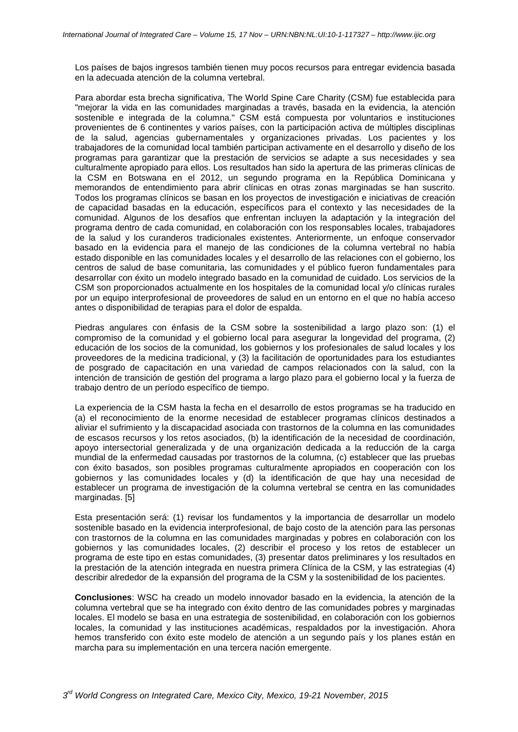Los países de bajos ingresos también tienen muy pocos recursos para entregar evidencia basada en la adecuada atención de la columna vertebral.

Para abordar esta brecha significativa, The World Spine Care Charity (CSM) fue establecida para "mejorar la vida en las comunidades marginadas a través, basada en la evidencia, la atención sostenible e integrada de la columna." CSM está compuesta por voluntarios e instituciones provenientes de 6 continentes y varios países, con la participación activa de múltiples disciplinas de la salud, agencias gubernamentales y organizaciones privadas. Los pacientes y los trabajadores de la comunidad local también participan activamente en el desarrollo y diseño de los programas para garantizar que la prestación de servicios se adapte a sus necesidades y sea culturalmente apropiado para ellos. Los resultados han sido la apertura de las primeras clínicas de la CSM en Botswana en el 2012, un segundo programa en la República Dominicana y memorandos de entendimiento para abrir clínicas en otras zonas marginadas se han suscrito. Todos los programas clínicos se basan en los proyectos de investigación e iniciativas de creación de capacidad basadas en la educación, específicos para el contexto y las necesidades de la comunidad. Algunos de los desafíos que enfrentan incluyen la adaptación y la integración del programa dentro de cada comunidad, en colaboración con los responsables locales, trabajadores de la salud y los curanderos tradicionales existentes. Anteriormente, un enfoque conservador basado en la evidencia para el manejo de las condiciones de la columna vertebral no había estado disponible en las comunidades locales y el desarrollo de las relaciones con el gobierno, los centros de salud de base comunitaria, las comunidades y el público fueron fundamentales para desarrollar con éxito un modelo integrado basado en la comunidad de cuidado. Los servicios de la CSM son proporcionados actualmente en los hospitales de la comunidad local y/o clínicas rurales por un equipo interprofesional de proveedores de salud en un entorno en el que no había acceso antes o disponibilidad de terapias para el dolor de espalda.

Piedras angulares con énfasis de la CSM sobre la sostenibilidad a largo plazo son: (1) el compromiso de la comunidad y el gobierno local para asegurar la longevidad del programa, (2) educación de los socios de la comunidad, los gobiernos y los profesionales de salud locales y los proveedores de la medicina tradicional, y (3) la facilitación de oportunidades para los estudiantes de posgrado de capacitación en una variedad de campos relacionados con la salud, con la intención de transición de gestión del programa a largo plazo para el gobierno local y la fuerza de trabajo dentro de un período específico de tiempo.

La experiencia de la CSM hasta la fecha en el desarrollo de estos programas se ha traducido en (a) el reconocimiento de la enorme necesidad de establecer programas clínicos destinados a aliviar el sufrimiento y la discapacidad asociada con trastornos de la columna en las comunidades de escasos recursos y los retos asociados, (b) la identificación de la necesidad de coordinación, apoyo intersectorial generalizada y de una organización dedicada a la reducción de la carga mundial de la enfermedad causadas por trastornos de la columna, (c) establecer que las pruebas con éxito basados, son posibles programas culturalmente apropiados en cooperación con los gobiernos y las comunidades locales y (d) la identificación de que hay una necesidad de establecer un programa de investigación de la columna vertebral se centra en las comunidades marginadas. [5]

Esta presentación será: (1) revisar los fundamentos y la importancia de desarrollar un modelo sostenible basado en la evidencia interprofesional, de bajo costo de la atención para las personas con trastornos de la columna en las comunidades marginadas y pobres en colaboración con los gobiernos y las comunidades locales, (2) describir el proceso y los retos de establecer un programa de este tipo en estas comunidades, (3) presentar datos preliminares y los resultados en la prestación de la atención integrada en nuestra primera Clínica de la CSM, y las estrategias (4) describir alrededor de la expansión del programa de la CSM y la sostenibilidad de los pacientes.

**Conclusiones**: WSC ha creado un modelo innovador basado en la evidencia, la atención de la columna vertebral que se ha integrado con éxito dentro de las comunidades pobres y marginadas locales. El modelo se basa en una estrategia de sostenibilidad, en colaboración con los gobiernos locales, la comunidad y las instituciones académicas, respaldados por la investigación. Ahora hemos transferido con éxito este modelo de atención a un segundo país y los planes están en marcha para su implementación en una tercera nación emergente.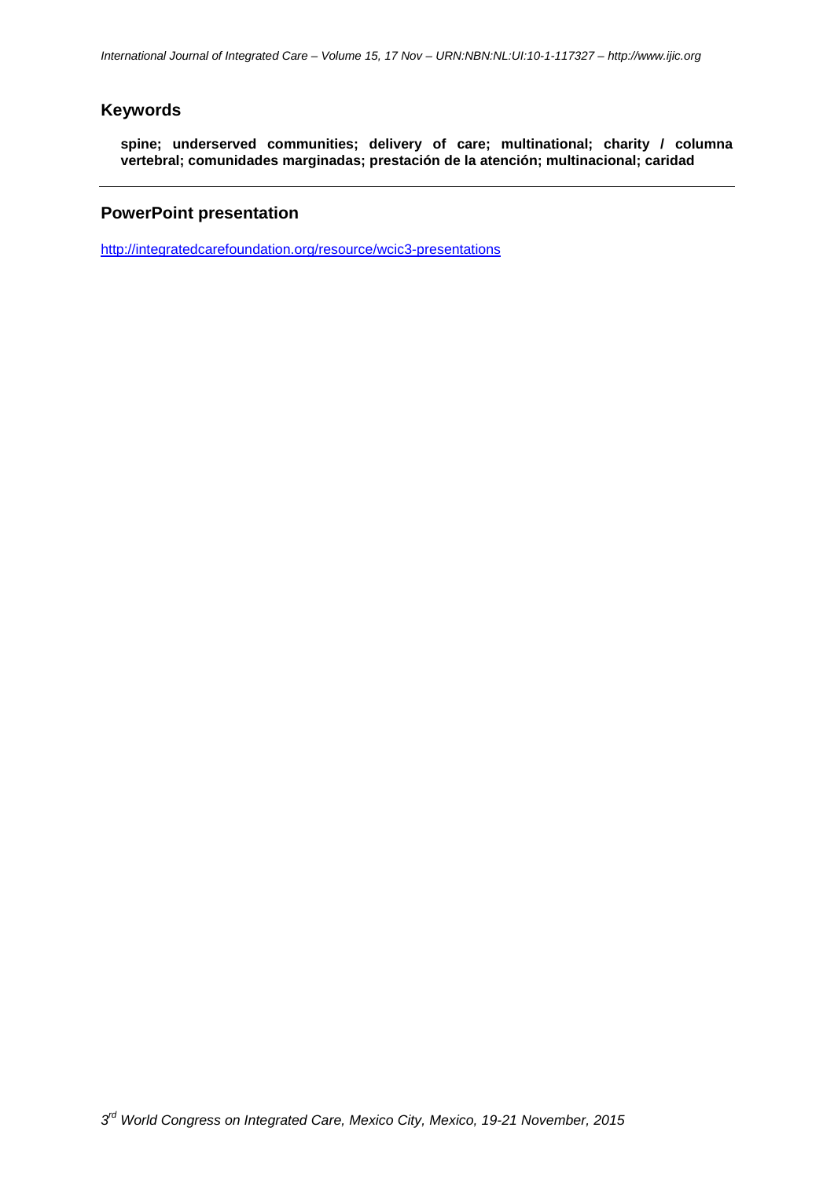## Keywords

**spine; underserved communities; delivery of care; multinational; charity / columna vertebral; comunidades marginadas; prestación de la atención; multinacional; caridad**

---

## PowerPoint presentation

http://integratedcarefoundation.org/resource/wcic3-presentations